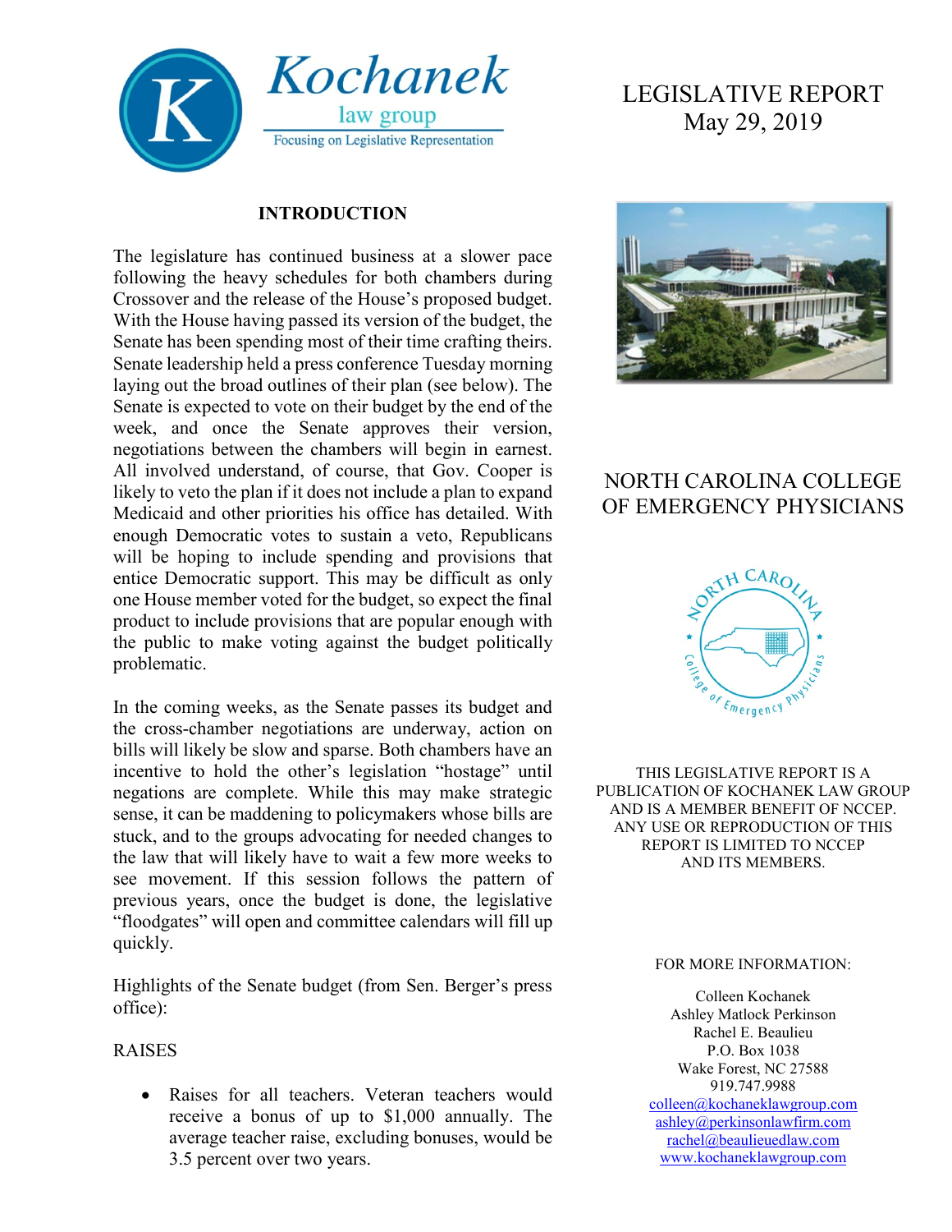Kochanek law group
Focusing on Legislative Representation

# LEGISLATIVE REPORT
May 29, 2019

## NORTH CAROLINA COLLEGE OF EMERGENCY PHYSICIANS

THIS LEGISLATIVE REPORT IS A PUBLICATION OF KOCHANEK LAW GROUP AND IS A MEMBER BENEFIT OF NCCEP. ANY USE OR REPRODUCTION OF THIS REPORT IS LIMITED TO NCCEP AND ITS MEMBERS.

FOR MORE INFORMATION:

Colleen Kochanek
Ashley Matlock Perkinson
Rachel E. Beaulieu
P.O. Box 1038
Wake Forest, NC 27588
919.747.9988
colleen@kochaneklawgroup.com
ashley@perkinsonlawfirm.com
rachel@beaulieuedlaw.com
www.kochaneklawgroup.com

## INTRODUCTION

The legislature has continued business at a slower pace following the heavy schedules for both chambers during Crossover and the release of the House's proposed budget. With the House having passed its version of the budget, the Senate has been spending most of their time crafting theirs. Senate leadership held a press conference Tuesday morning laying out the broad outlines of their plan (see below). The Senate is expected to vote on their budget by the end of the week, and once the Senate approves their version, negotiations between the chambers will begin in earnest. All involved understand, of course, that Gov. Cooper is likely to veto the plan if it does not include a plan to expand Medicaid and other priorities his office has detailed. With enough Democratic votes to sustain a veto, Republicans will be hoping to include spending and provisions that entice Democratic support. This may be difficult as only one House member voted for the budget, so expect the final product to include provisions that are popular enough with the public to make voting against the budget politically problematic.

In the coming weeks, as the Senate passes its budget and the cross-chamber negotiations are underway, action on bills will likely be slow and sparse. Both chambers have an incentive to hold the other's legislation "hostage" until negations are complete. While this may make strategic sense, it can be maddening to policymakers whose bills are stuck, and to the groups advocating for needed changes to the law that will likely have to wait a few more weeks to see movement. If this session follows the pattern of previous years, once the budget is done, the legislative "floodgates" will open and committee calendars will fill up quickly.

Highlights of the Senate budget (from Sen. Berger's press office):

RAISES

- Raises for all teachers. Veteran teachers would receive a bonus of up to $1,000 annually. The average teacher raise, excluding bonuses, would be 3.5 percent over two years.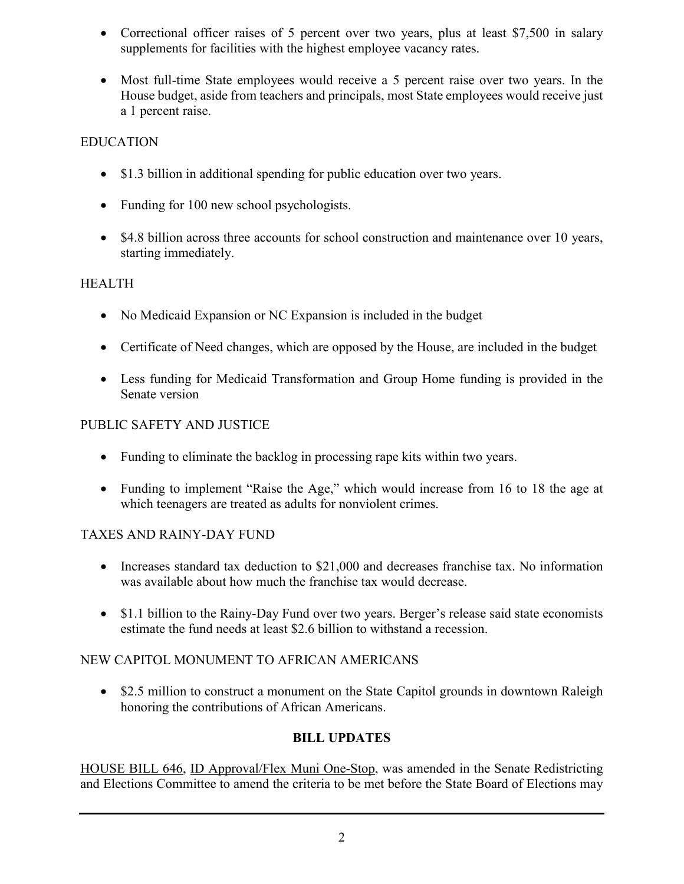- Correctional officer raises of 5 percent over two years, plus at least $7,500 in salary supplements for facilities with the highest employee vacancy rates.
- Most full-time State employees would receive a 5 percent raise over two years. In the House budget, aside from teachers and principals, most State employees would receive just a 1 percent raise.

EDUCATION

- $1.3 billion in additional spending for public education over two years.
- Funding for 100 new school psychologists.
- $4.8 billion across three accounts for school construction and maintenance over 10 years, starting immediately.

HEALTH

- No Medicaid Expansion or NC Expansion is included in the budget
- Certificate of Need changes, which are opposed by the House, are included in the budget
- Less funding for Medicaid Transformation and Group Home funding is provided in the Senate version

PUBLIC SAFETY AND JUSTICE

- Funding to eliminate the backlog in processing rape kits within two years.
- Funding to implement "Raise the Age," which would increase from 16 to 18 the age at which teenagers are treated as adults for nonviolent crimes.

TAXES AND RAINY-DAY FUND

- Increases standard tax deduction to $21,000 and decreases franchise tax. No information was available about how much the franchise tax would decrease.
- $1.1 billion to the Rainy-Day Fund over two years. Berger's release said state economists estimate the fund needs at least $2.6 billion to withstand a recession.

NEW CAPITOL MONUMENT TO AFRICAN AMERICANS

- $2.5 million to construct a monument on the State Capitol grounds in downtown Raleigh honoring the contributions of African Americans.

**BILL UPDATES**

HOUSE BILL 646, ID Approval/Flex Muni One-Stop, was amended in the Senate Redistricting and Elections Committee to amend the criteria to be met before the State Board of Elections may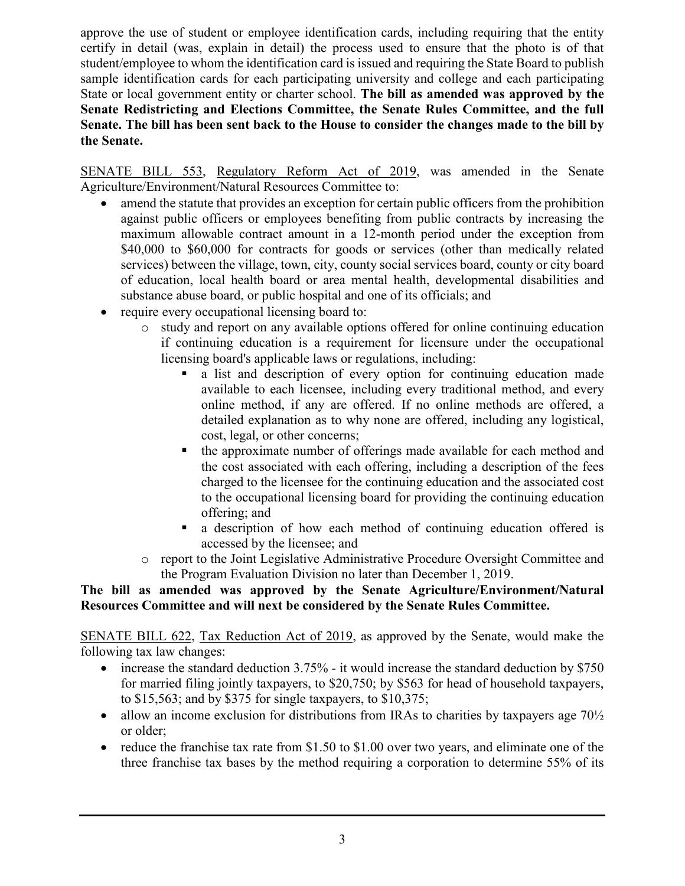approve the use of student or employee identification cards, including requiring that the entity certify in detail (was, explain in detail) the process used to ensure that the photo is of that student/employee to whom the identification card is issued and requiring the State Board to publish sample identification cards for each participating university and college and each participating State or local government entity or charter school. **The bill as amended was approved by the Senate Redistricting and Elections Committee, the Senate Rules Committee, and the full Senate. The bill has been sent back to the House to consider the changes made to the bill by the Senate.**

<u>SENATE BILL 553</u>, <u>Regulatory Reform Act of 2019</u>, was amended in the Senate Agriculture/Environment/Natural Resources Committee to:

- amend the statute that provides an exception for certain public officers from the prohibition against public officers or employees benefiting from public contracts by increasing the maximum allowable contract amount in a 12-month period under the exception from $40,000 to $60,000 for contracts for goods or services (other than medically related services) between the village, town, city, county social services board, county or city board of education, local health board or area mental health, developmental disabilities and substance abuse board, or public hospital and one of its officials; and
- require every occupational licensing board to:
    - study and report on any available options offered for online continuing education if continuing education is a requirement for licensure under the occupational licensing board's applicable laws or regulations, including:
        - a list and description of every option for continuing education made available to each licensee, including every traditional method, and every online method, if any are offered. If no online methods are offered, a detailed explanation as to why none are offered, including any logistical, cost, legal, or other concerns;
        - the approximate number of offerings made available for each method and the cost associated with each offering, including a description of the fees charged to the licensee for the continuing education and the associated cost to the occupational licensing board for providing the continuing education offering; and
        - a description of how each method of continuing education offered is accessed by the licensee; and
    - report to the Joint Legislative Administrative Procedure Oversight Committee and the Program Evaluation Division no later than December 1, 2019.

**The bill as amended was approved by the Senate Agriculture/Environment/Natural Resources Committee and will next be considered by the Senate Rules Committee.**

<u>SENATE BILL 622</u>, <u>Tax Reduction Act of 2019</u>, as approved by the Senate, would make the following tax law changes:

- increase the standard deduction 3.75% - it would increase the standard deduction by $750 for married filing jointly taxpayers, to $20,750; by $563 for head of household taxpayers, to $15,563; and by $375 for single taxpayers, to $10,375;
- allow an income exclusion for distributions from IRAs to charities by taxpayers age 70½ or older;
- reduce the franchise tax rate from $1.50 to $1.00 over two years, and eliminate one of the three franchise tax bases by the method requiring a corporation to determine 55% of its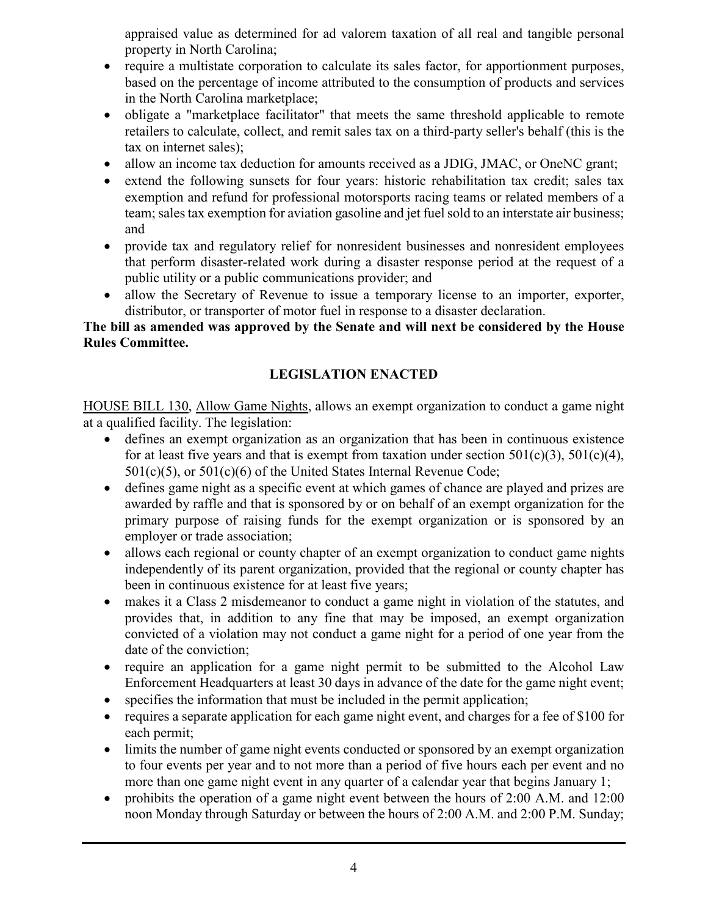appraised value as determined for ad valorem taxation of all real and tangible personal property in North Carolina;

- require a multistate corporation to calculate its sales factor, for apportionment purposes, based on the percentage of income attributed to the consumption of products and services in the North Carolina marketplace;
- obligate a "marketplace facilitator" that meets the same threshold applicable to remote retailers to calculate, collect, and remit sales tax on a third-party seller's behalf (this is the tax on internet sales);
- allow an income tax deduction for amounts received as a JDIG, JMAC, or OneNC grant;
- extend the following sunsets for four years: historic rehabilitation tax credit; sales tax exemption and refund for professional motorsports racing teams or related members of a team; sales tax exemption for aviation gasoline and jet fuel sold to an interstate air business; and
- provide tax and regulatory relief for nonresident businesses and nonresident employees that perform disaster-related work during a disaster response period at the request of a public utility or a public communications provider; and
- allow the Secretary of Revenue to issue a temporary license to an importer, exporter, distributor, or transporter of motor fuel in response to a disaster declaration.

**The bill as amended was approved by the Senate and will next be considered by the House Rules Committee.**

## LEGISLATION ENACTED

HOUSE BILL 130, Allow Game Nights, allows an exempt organization to conduct a game night at a qualified facility. The legislation:

- defines an exempt organization as an organization that has been in continuous existence for at least five years and that is exempt from taxation under section 501(c)(3), 501(c)(4), 501(c)(5), or 501(c)(6) of the United States Internal Revenue Code;
- defines game night as a specific event at which games of chance are played and prizes are awarded by raffle and that is sponsored by or on behalf of an exempt organization for the primary purpose of raising funds for the exempt organization or is sponsored by an employer or trade association;
- allows each regional or county chapter of an exempt organization to conduct game nights independently of its parent organization, provided that the regional or county chapter has been in continuous existence for at least five years;
- makes it a Class 2 misdemeanor to conduct a game night in violation of the statutes, and provides that, in addition to any fine that may be imposed, an exempt organization convicted of a violation may not conduct a game night for a period of one year from the date of the conviction;
- require an application for a game night permit to be submitted to the Alcohol Law Enforcement Headquarters at least 30 days in advance of the date for the game night event;
- specifies the information that must be included in the permit application;
- requires a separate application for each game night event, and charges for a fee of $100 for each permit;
- limits the number of game night events conducted or sponsored by an exempt organization to four events per year and to not more than a period of five hours each per event and no more than one game night event in any quarter of a calendar year that begins January 1;
- prohibits the operation of a game night event between the hours of 2:00 A.M. and 12:00 noon Monday through Saturday or between the hours of 2:00 A.M. and 2:00 P.M. Sunday;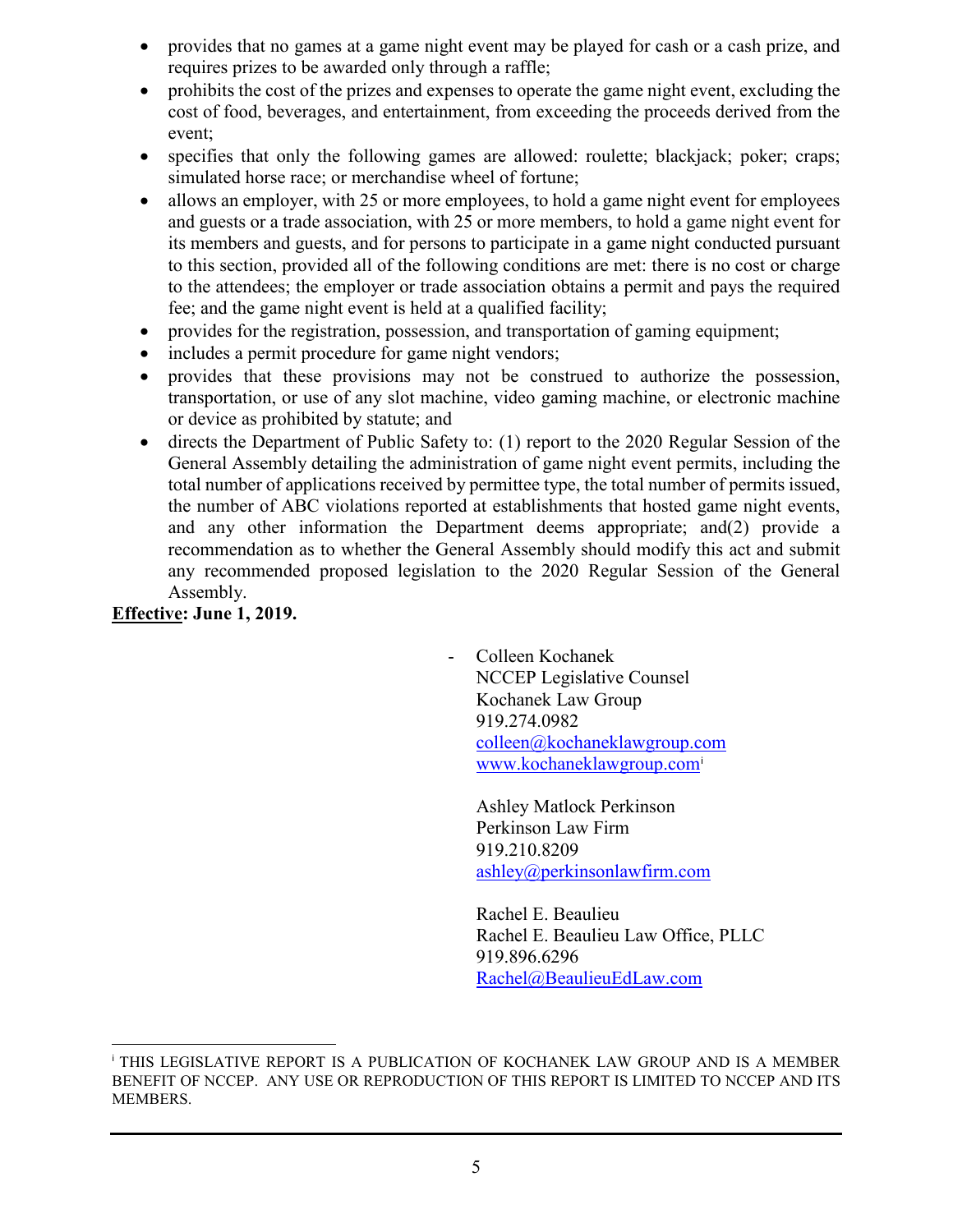- provides that no games at a game night event may be played for cash or a cash prize, and requires prizes to be awarded only through a raffle;
- prohibits the cost of the prizes and expenses to operate the game night event, excluding the cost of food, beverages, and entertainment, from exceeding the proceeds derived from the event;
- specifies that only the following games are allowed: roulette; blackjack; poker; craps; simulated horse race; or merchandise wheel of fortune;
- allows an employer, with 25 or more employees, to hold a game night event for employees and guests or a trade association, with 25 or more members, to hold a game night event for its members and guests, and for persons to participate in a game night conducted pursuant to this section, provided all of the following conditions are met: there is no cost or charge to the attendees; the employer or trade association obtains a permit and pays the required fee; and the game night event is held at a qualified facility;
- provides for the registration, possession, and transportation of gaming equipment;
- includes a permit procedure for game night vendors;
- provides that these provisions may not be construed to authorize the possession, transportation, or use of any slot machine, video gaming machine, or electronic machine or device as prohibited by statute; and
- directs the Department of Public Safety to: (1) report to the 2020 Regular Session of the General Assembly detailing the administration of game night event permits, including the total number of applications received by permittee type, the total number of permits issued, the number of ABC violations reported at establishments that hosted game night events, and any other information the Department deems appropriate; and(2) provide a recommendation as to whether the General Assembly should modify this act and submit any recommended proposed legislation to the 2020 Regular Session of the General Assembly.

**Effective: June 1, 2019.**

\- Colleen Kochanek
NCCEP Legislative Counsel
Kochanek Law Group
919.274.0982
colleen@kochaneklawgroup.com
www.kochaneklawgroup.com[i]

Ashley Matlock Perkinson
Perkinson Law Firm
919.210.8209
ashley@perkinsonlawfirm.com

Rachel E. Beaulieu
Rachel E. Beaulieu Law Office, PLLC
919.896.6296
Rachel@BeaulieuEdLaw.com

---

[i] THIS LEGISLATIVE REPORT IS A PUBLICATION OF KOCHANEK LAW GROUP AND IS A MEMBER BENEFIT OF NCCEP. ANY USE OR REPRODUCTION OF THIS REPORT IS LIMITED TO NCCEP AND ITS MEMBERS.